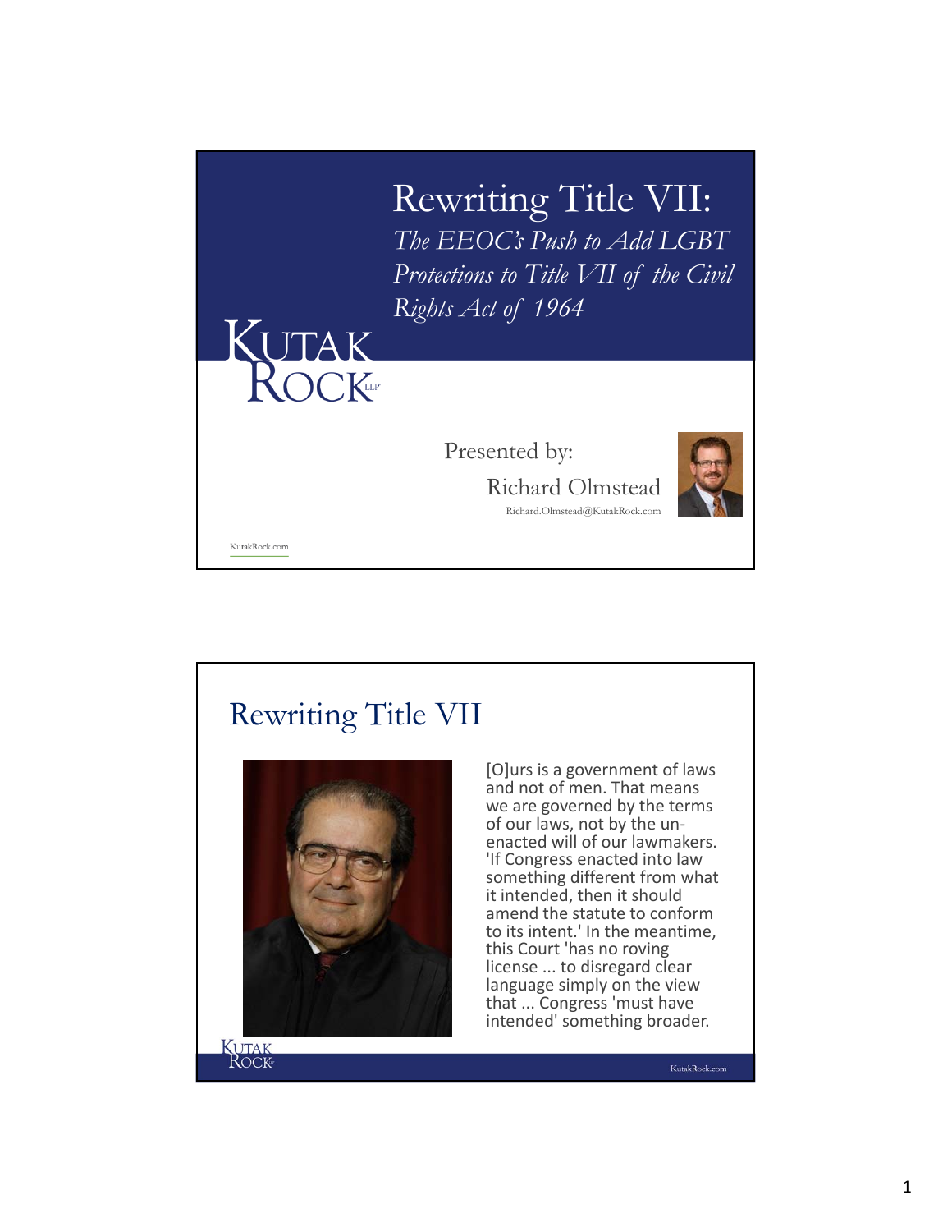# Rewriting Title VII:

*The EEOC's Push to Add LGBT Protections to Title VII of the Civil Rights Act of 1964*

KUTAK ROCK LLP

Presented by:

Richard Olmstead

Richard.Olmstead@KutakRock.com

KutakRock.com

## Rewriting Title VII

[O]urs is a government of laws and not of men. That means we are governed by the terms of our laws, not by the un-enacted will of our lawmakers. 'If Congress enacted into law something different from what it intended, then it should amend the statute to conform to its intent.' In the meantime, this Court 'has no roving license ... to disregard clear language simply on the view that ... Congress 'must have intended' something broader.

KUTAK ROCK

KutakRock.com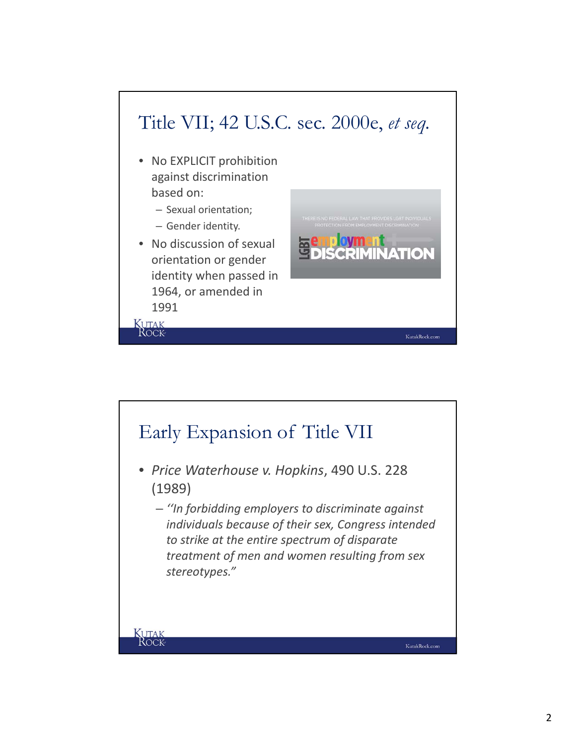## Title VII; 42 U.S.C. sec. 2000e, *et seq.*

- No EXPLICIT prohibition against discrimination based on:
  - Sexual orientation;
  - Gender identity.
- No discussion of sexual orientation or gender identity when passed in 1964, or amended in 1991

## Early Expansion of Title VII

- *Price Waterhouse v. Hopkins*, 490 U.S. 228 (1989)
  - *''In forbidding employers to discriminate against individuals because of their sex, Congress intended to strike at the entire spectrum of disparate treatment of men and women resulting from sex stereotypes."*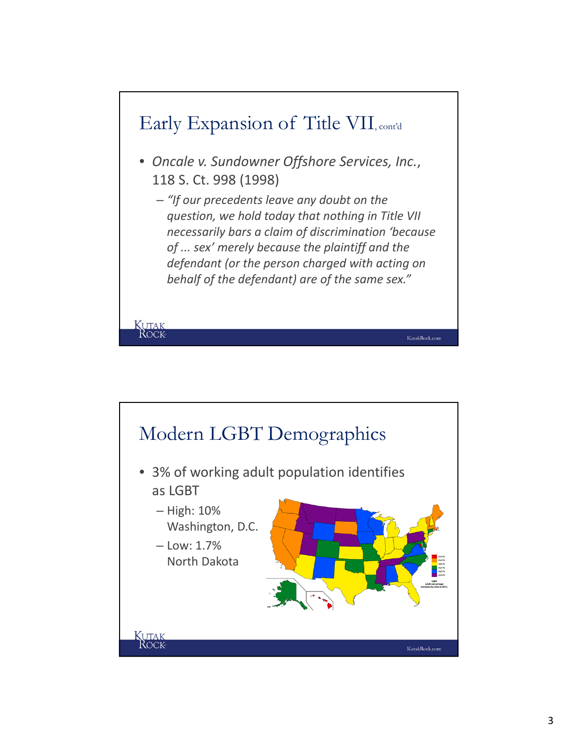## Early Expansion of Title VII, cont'd

- *Oncale v. Sundowner Offshore Services, Inc.*, 118 S. Ct. 998 (1998)
  - *"If our precedents leave any doubt on the question, we hold today that nothing in Title VII necessarily bars a claim of discrimination 'because of ... sex' merely because the plaintiff and the defendant (or the person charged with acting on behalf of the defendant) are of the same sex."*

## Modern LGBT Demographics

- 3% of working adult population identifies as LGBT
  - High: 10% Washington, D.C.
  - Low: 1.7% North Dakota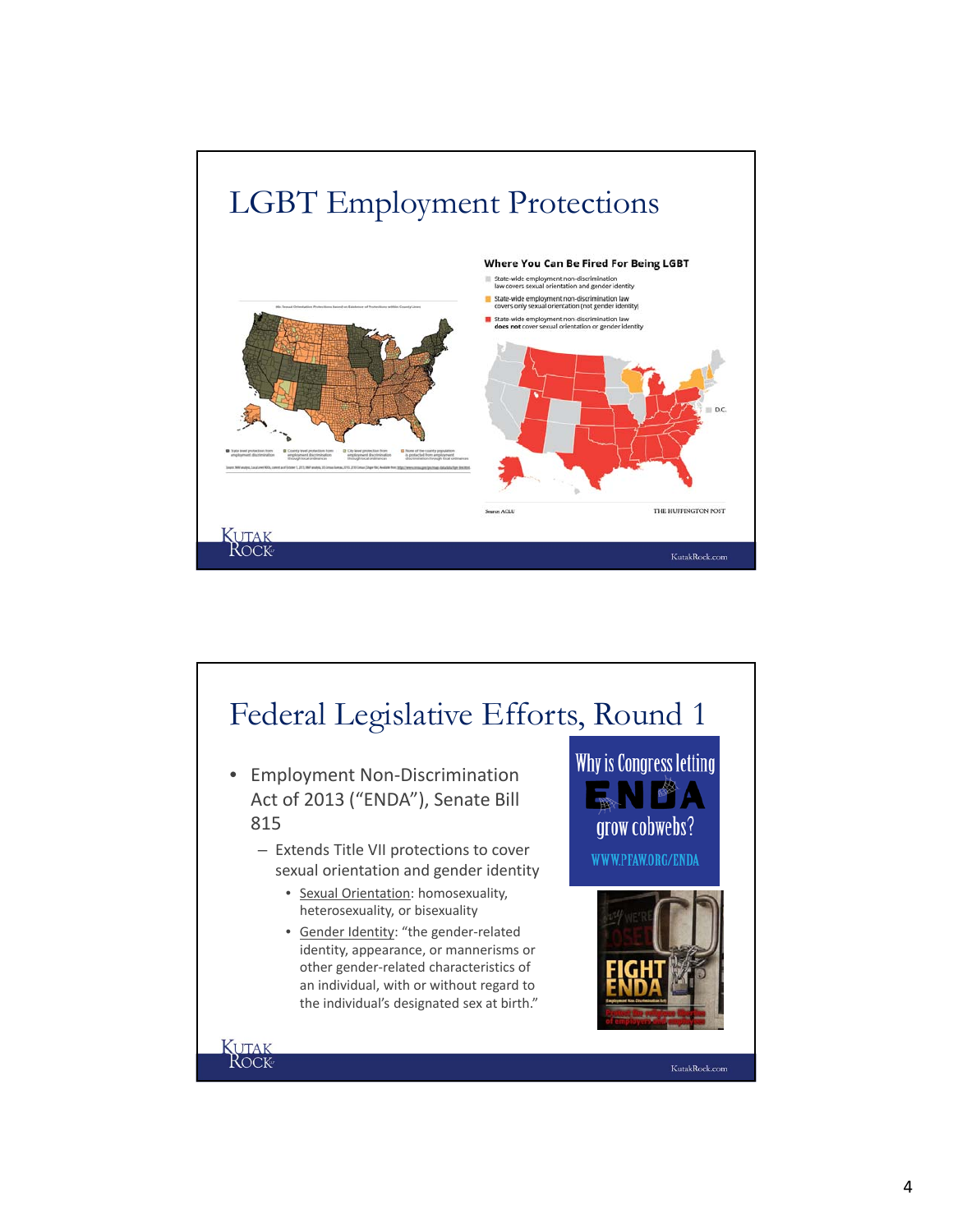# LGBT Employment Protections

**Where You Can Be Fired For Being LGBT**

- State-wide employment non-discrimination law covers sexual orientation and gender identity
- State-wide employment non-discrimination law covers only sexual orientation (not gender identity)
- State-wide employment non-discrimination law **does not** cover sexual orientation or gender identity

D.C.

Source: ACLU

THE HUFFINGTON POST

# Federal Legislative Efforts, Round 1

- Employment Non-Discrimination Act of 2013 ("ENDA"), Senate Bill 815
  - Extends Title VII protections to cover sexual orientation and gender identity
    - Sexual Orientation: homosexuality, heterosexuality, or bisexuality
    - Gender Identity: "the gender-related identity, appearance, or mannerisms or other gender-related characteristics of an individual, with or without regard to the individual's designated sex at birth."

Why is Congress letting ENDA grow cobwebs?

WWW.PFAW.ORG/ENDA

FIGHT ENDA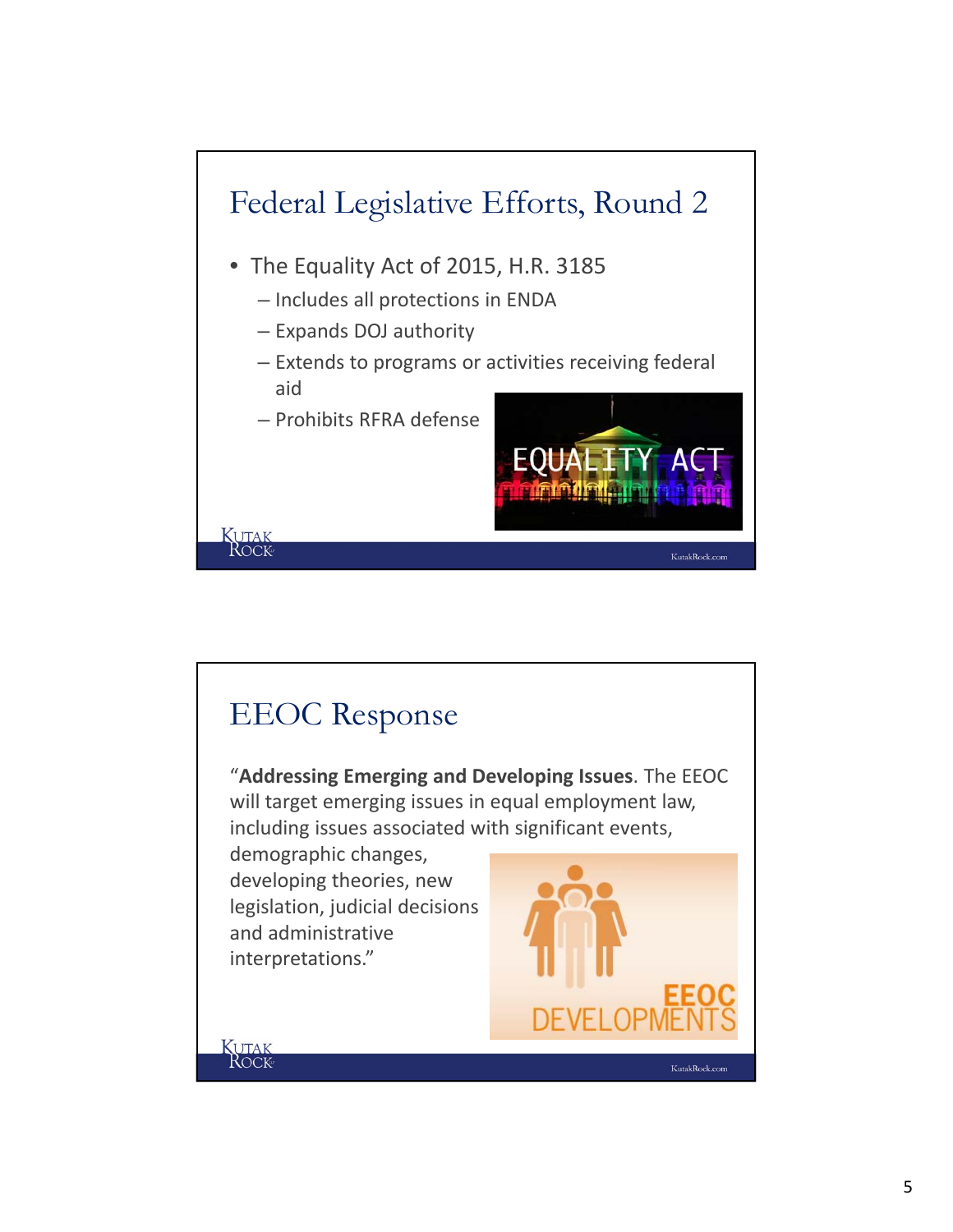## Federal Legislative Efforts, Round 2

- The Equality Act of 2015, H.R. 3185
  - Includes all protections in ENDA
  - Expands DOJ authority
  - Extends to programs or activities receiving federal aid
  - Prohibits RFRA defense

## EEOC Response

"**Addressing Emerging and Developing Issues**. The EEOC will target emerging issues in equal employment law, including issues associated with significant events, demographic changes, developing theories, new legislation, judicial decisions and administrative interpretations."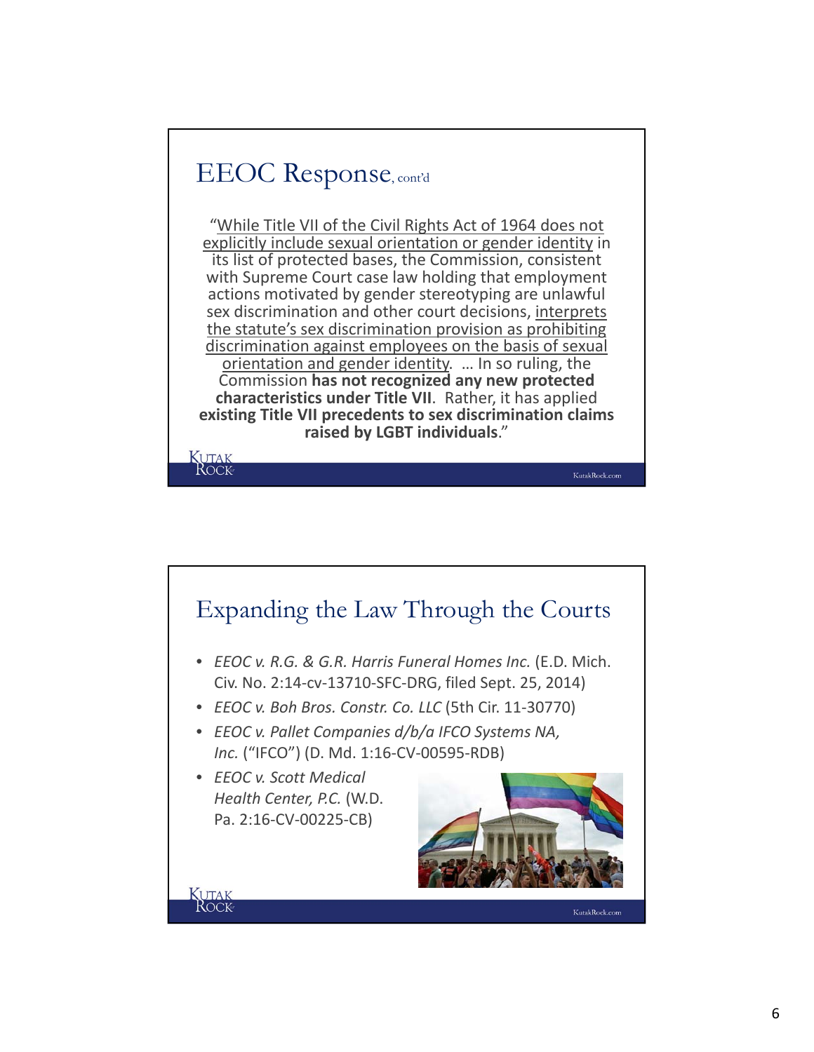## EEOC Response, cont'd

"While Title VII of the Civil Rights Act of 1964 does not explicitly include sexual orientation or gender identity in its list of protected bases, the Commission, consistent with Supreme Court case law holding that employment actions motivated by gender stereotyping are unlawful sex discrimination and other court decisions, interprets the statute's sex discrimination provision as prohibiting discrimination against employees on the basis of sexual orientation and gender identity. … In so ruling, the Commission **has not recognized any new protected characteristics under Title VII**. Rather, it has applied **existing Title VII precedents to sex discrimination claims raised by LGBT individuals**."

## Expanding the Law Through the Courts

- *EEOC v. R.G. & G.R. Harris Funeral Homes Inc.* (E.D. Mich. Civ. No. 2:14-cv-13710-SFC-DRG, filed Sept. 25, 2014)
- *EEOC v. Boh Bros. Constr. Co. LLC* (5th Cir. 11-30770)
- *EEOC v. Pallet Companies d/b/a IFCO Systems NA, Inc.* ("IFCO") (D. Md. 1:16-CV-00595-RDB)
- *EEOC v. Scott Medical Health Center, P.C.* (W.D. Pa. 2:16-CV-00225-CB)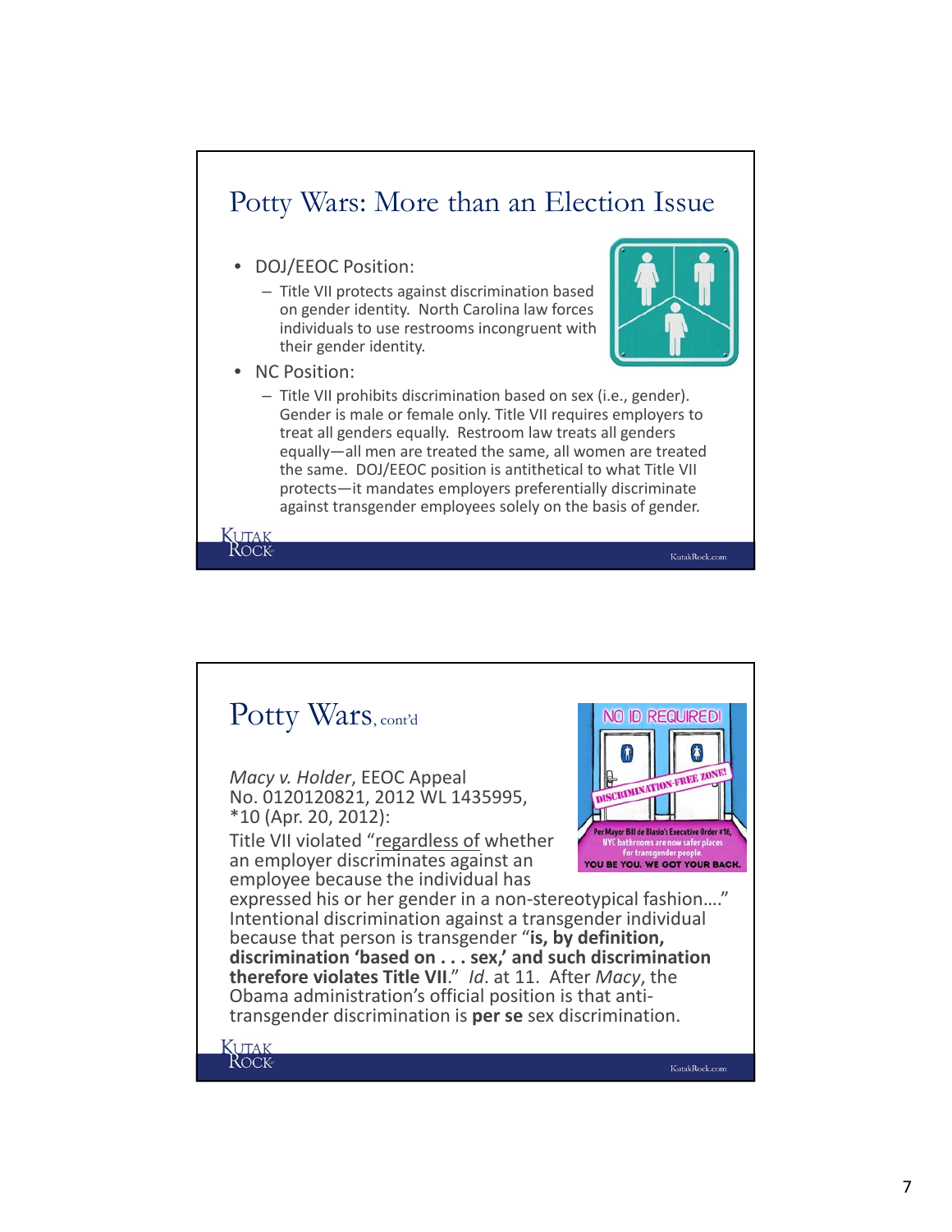## Potty Wars: More than an Election Issue

- DOJ/EEOC Position:
  - Title VII protects against discrimination based on gender identity. North Carolina law forces individuals to use restrooms incongruent with their gender identity.
- NC Position:
  - Title VII prohibits discrimination based on sex (i.e., gender). Gender is male or female only. Title VII requires employers to treat all genders equally. Restroom law treats all genders equally—all men are treated the same, all women are treated the same. DOJ/EEOC position is antithetical to what Title VII protects—it mandates employers preferentially discriminate against transgender employees solely on the basis of gender.

## Potty Wars, cont'd

*Macy v. Holder*, EEOC Appeal No. 0120120821, 2012 WL 1435995, *10 (Apr. 20, 2012):

Title VII violated "<u>regardless of</u> whether an employer discriminates against an employee because the individual has expressed his or her gender in a non-stereotypical fashion…." Intentional discrimination against a transgender individual because that person is transgender "**is, by definition, discrimination 'based on . . . sex,' and such discrimination therefore violates Title VII**." *Id*. at 11. After *Macy*, the Obama administration's official position is that anti-transgender discrimination is **per se** sex discrimination.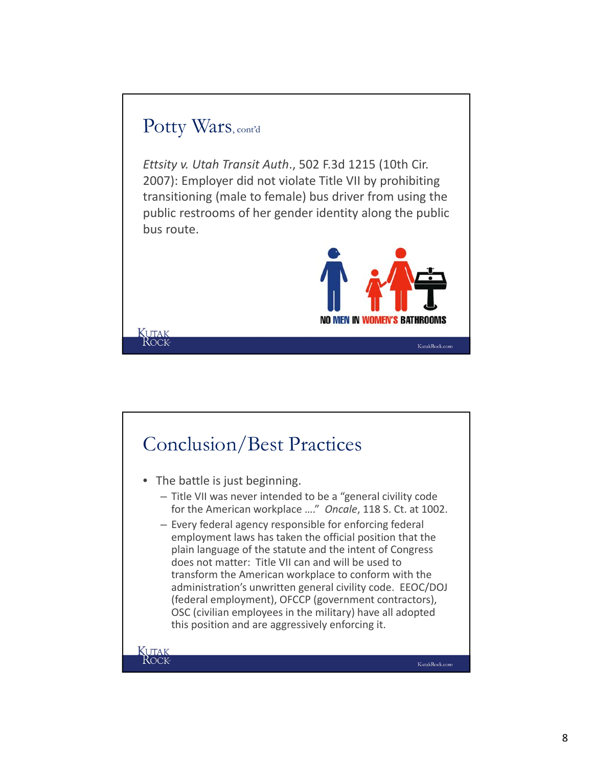## Potty Wars, cont'd

*Ettsity v. Utah Transit Auth.*, 502 F.3d 1215 (10th Cir. 2007): Employer did not violate Title VII by prohibiting transitioning (male to female) bus driver from using the public restrooms of her gender identity along the public bus route.

NO MEN IN WOMEN'S BATHROOMS

## Conclusion/Best Practices

- The battle is just beginning.
  - Title VII was never intended to be a "general civility code for the American workplace …." *Oncale*, 118 S. Ct. at 1002.
  - Every federal agency responsible for enforcing federal employment laws has taken the official position that the plain language of the statute and the intent of Congress does not matter: Title VII can and will be used to transform the American workplace to conform with the administration's unwritten general civility code. EEOC/DOJ (federal employment), OFCCP (government contractors), OSC (civilian employees in the military) have all adopted this position and are aggressively enforcing it.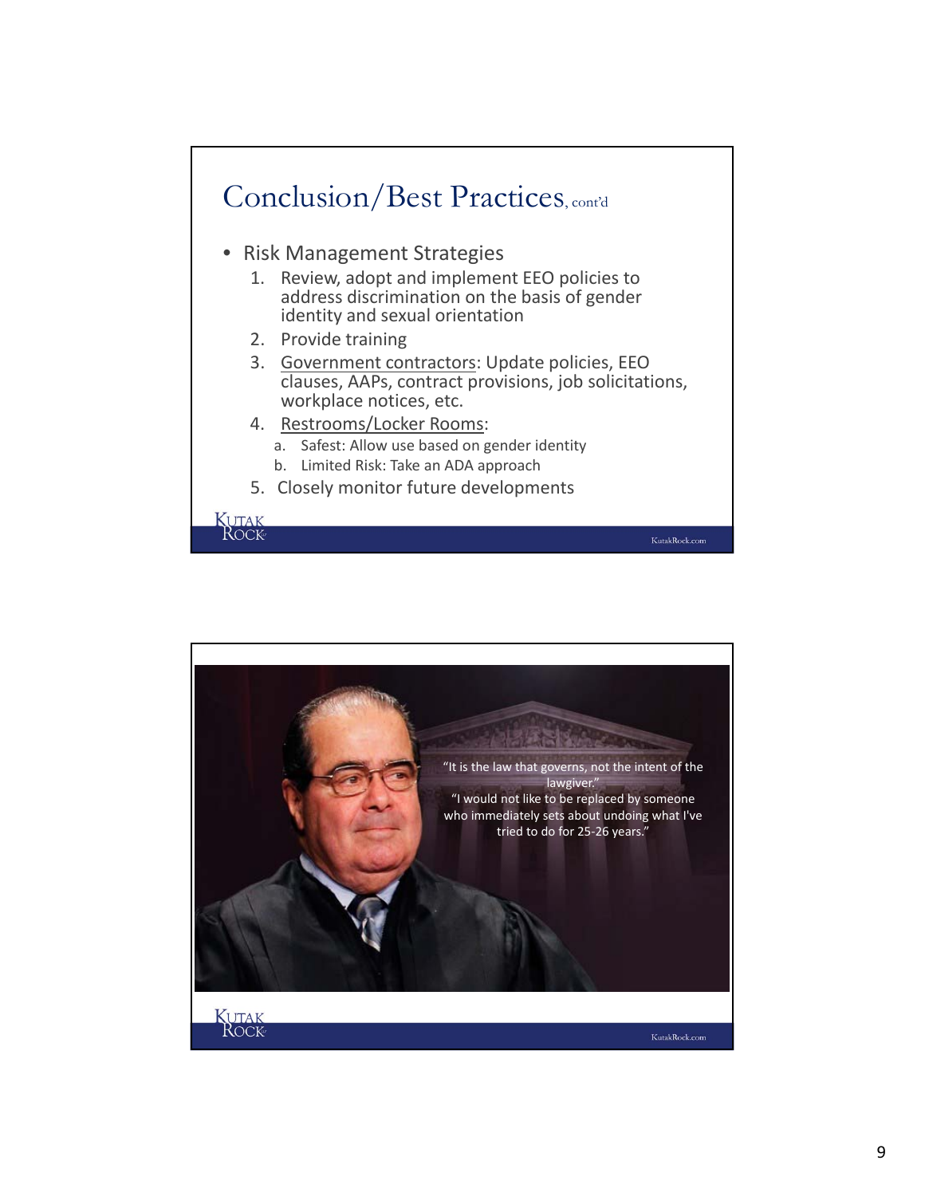## Conclusion/Best Practices, cont'd

- Risk Management Strategies
  1. Review, adopt and implement EEO policies to address discrimination on the basis of gender identity and sexual orientation
  2. Provide training
  3. Government contractors: Update policies, EEO clauses, AAPs, contract provisions, job solicitations, workplace notices, etc.
  4. Restrooms/Locker Rooms:
     a. Safest: Allow use based on gender identity
     b. Limited Risk: Take an ADA approach
  5. Closely monitor future developments

"It is the law that governs, not the intent of the lawgiver."

"I would not like to be replaced by someone who immediately sets about undoing what I've tried to do for 25-26 years."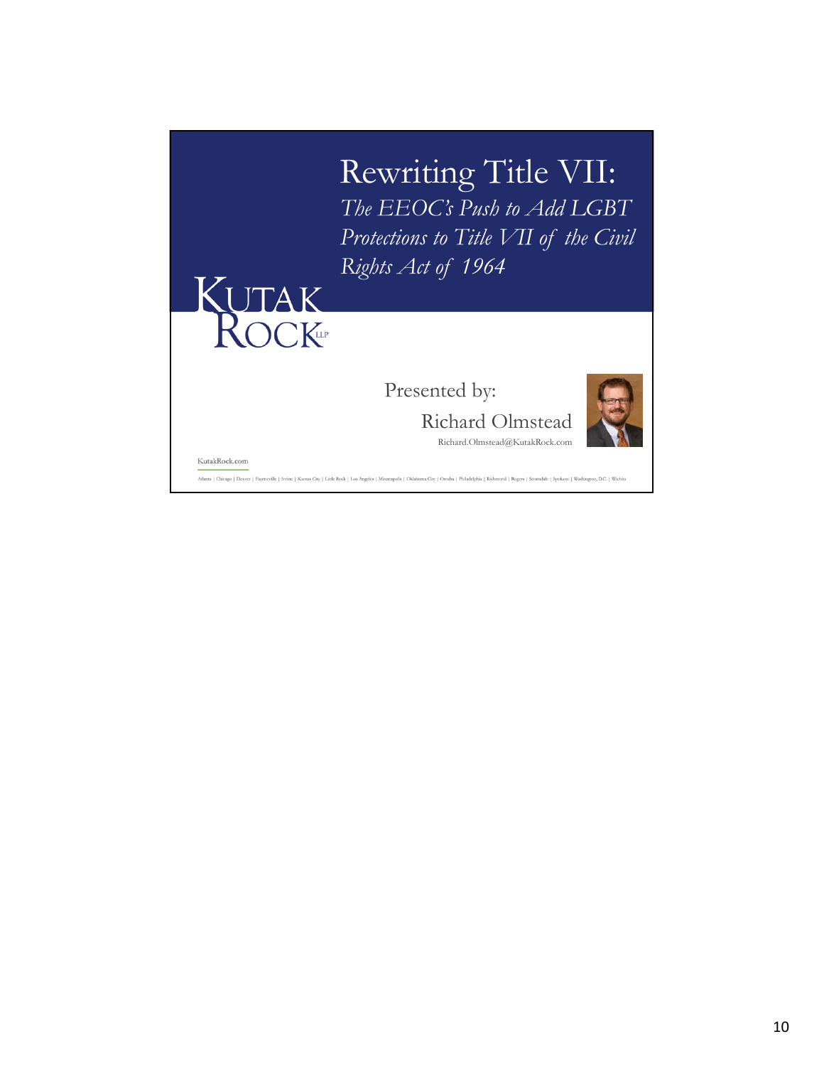# Rewriting Title VII:

*The EEOC's Push to Add LGBT Protections to Title VII of the Civil Rights Act of 1964*

KUTAK ROCK LLP

Presented by:

Richard Olmstead

Richard.Olmstead@KutakRock.com

KutakRock.com

Atlanta | Chicago | Denver | Fayetteville | Irvine | Kansas City | Little Rock | Los Angeles | Minneapolis | Oklahoma City | Omaha | Philadelphia | Richmond | Rogers | Scottsdale | Spokane | Washington, D.C. | Wichita